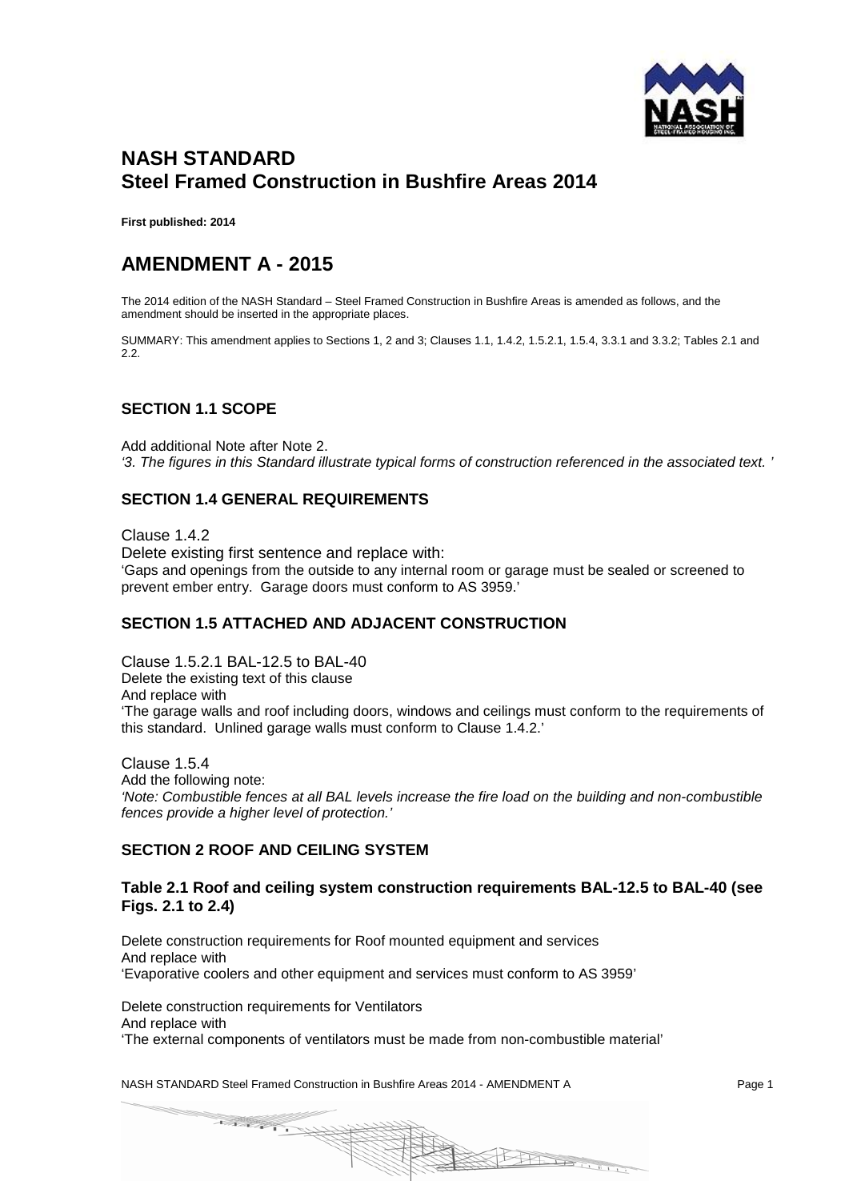# NASH STANDARD
# Steel Framed Construction in Bushfire Areas 2014

**First published: 2014**

# AMENDMENT A - 2015

The 2014 edition of the NASH Standard – Steel Framed Construction in Bushfire Areas is amended as follows, and the amendment should be inserted in the appropriate places.

SUMMARY: This amendment applies to Sections 1, 2 and 3; Clauses 1.1, 1.4.2, 1.5.2.1, 1.5.4, 3.3.1 and 3.3.2; Tables 2.1 and 2.2.

## SECTION 1.1 SCOPE

Add additional Note after Note 2.

*'3. The figures in this Standard illustrate typical forms of construction referenced in the associated text. '*

## SECTION 1.4 GENERAL REQUIREMENTS

Clause 1.4.2

Delete existing first sentence and replace with:

'Gaps and openings from the outside to any internal room or garage must be sealed or screened to prevent ember entry. Garage doors must conform to AS 3959.'

## SECTION 1.5 ATTACHED AND ADJACENT CONSTRUCTION

Clause 1.5.2.1 BAL-12.5 to BAL-40

Delete the existing text of this clause

And replace with

'The garage walls and roof including doors, windows and ceilings must conform to the requirements of this standard. Unlined garage walls must conform to Clause 1.4.2.'

Clause 1.5.4

Add the following note:

*'Note: Combustible fences at all BAL levels increase the fire load on the building and non-combustible fences provide a higher level of protection.'*

## SECTION 2 ROOF AND CEILING SYSTEM

### Table 2.1 Roof and ceiling system construction requirements BAL-12.5 to BAL-40 (see Figs. 2.1 to 2.4)

Delete construction requirements for Roof mounted equipment and services

And replace with

'Evaporative coolers and other equipment and services must conform to AS 3959'

Delete construction requirements for Ventilators

And replace with

'The external components of ventilators must be made from non-combustible material'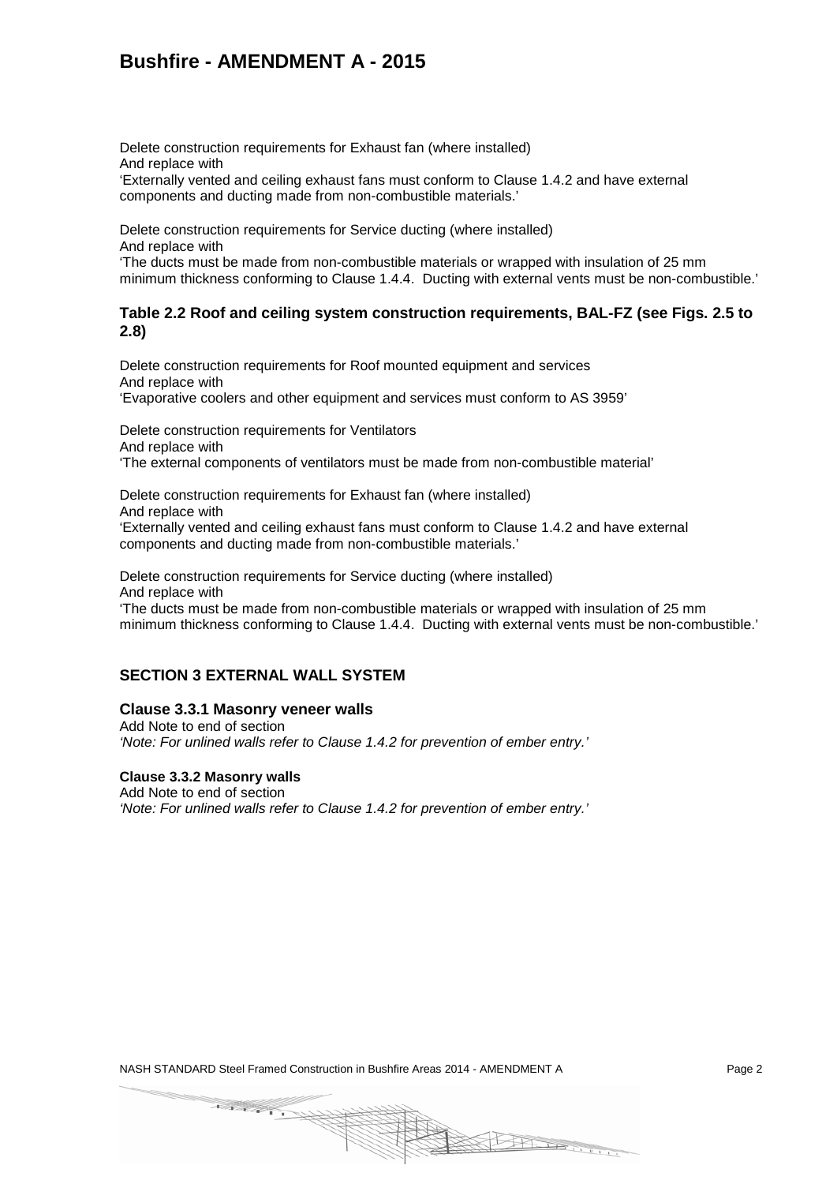Delete construction requirements for Exhaust fan (where installed)
And replace with
'Externally vented and ceiling exhaust fans must conform to Clause 1.4.2 and have external components and ducting made from non-combustible materials.'

Delete construction requirements for Service ducting (where installed)
And replace with
'The ducts must be made from non-combustible materials or wrapped with insulation of 25 mm minimum thickness conforming to Clause 1.4.4. Ducting with external vents must be non-combustible.'

### Table 2.2 Roof and ceiling system construction requirements, BAL-FZ (see Figs. 2.5 to 2.8)

Delete construction requirements for Roof mounted equipment and services
And replace with
'Evaporative coolers and other equipment and services must conform to AS 3959'

Delete construction requirements for Ventilators
And replace with
'The external components of ventilators must be made from non-combustible material'

Delete construction requirements for Exhaust fan (where installed)
And replace with
'Externally vented and ceiling exhaust fans must conform to Clause 1.4.2 and have external components and ducting made from non-combustible materials.'

Delete construction requirements for Service ducting (where installed)
And replace with
'The ducts must be made from non-combustible materials or wrapped with insulation of 25 mm minimum thickness conforming to Clause 1.4.4. Ducting with external vents must be non-combustible.'

## SECTION 3 EXTERNAL WALL SYSTEM

### Clause 3.3.1 Masonry veneer walls

Add Note to end of section
*'Note: For unlined walls refer to Clause 1.4.2 for prevention of ember entry.'*

#### Clause 3.3.2 Masonry walls

Add Note to end of section
*'Note: For unlined walls refer to Clause 1.4.2 for prevention of ember entry.'*